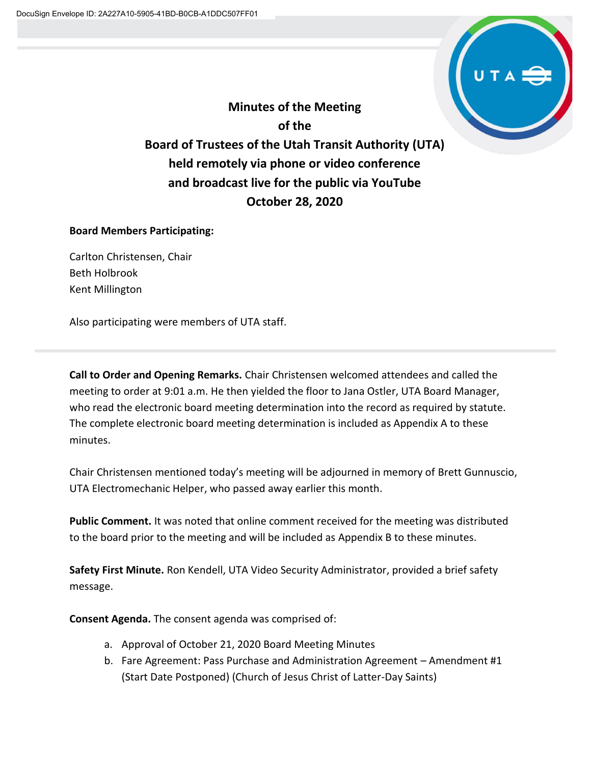# Minutes of the Meeting of the Board of Trustees of the Utah Transit Authority (UTA) held remotely via phone or video conference and broadcast live for the public via YouTube October 28, 2020

**Board Members Participating:**

Carlton Christensen, Chair
Beth Holbrook
Kent Millington

Also participating were members of UTA staff.

---

**Call to Order and Opening Remarks.** Chair Christensen welcomed attendees and called the meeting to order at 9:01 a.m. He then yielded the floor to Jana Ostler, UTA Board Manager, who read the electronic board meeting determination into the record as required by statute. The complete electronic board meeting determination is included as Appendix A to these minutes.

Chair Christensen mentioned today's meeting will be adjourned in memory of Brett Gunnuscio, UTA Electromechanic Helper, who passed away earlier this month.

**Public Comment.** It was noted that online comment received for the meeting was distributed to the board prior to the meeting and will be included as Appendix B to these minutes.

**Safety First Minute.** Ron Kendell, UTA Video Security Administrator, provided a brief safety message.

**Consent Agenda.** The consent agenda was comprised of:

a. Approval of October 21, 2020 Board Meeting Minutes
b. Fare Agreement: Pass Purchase and Administration Agreement – Amendment #1 (Start Date Postponed) (Church of Jesus Christ of Latter-Day Saints)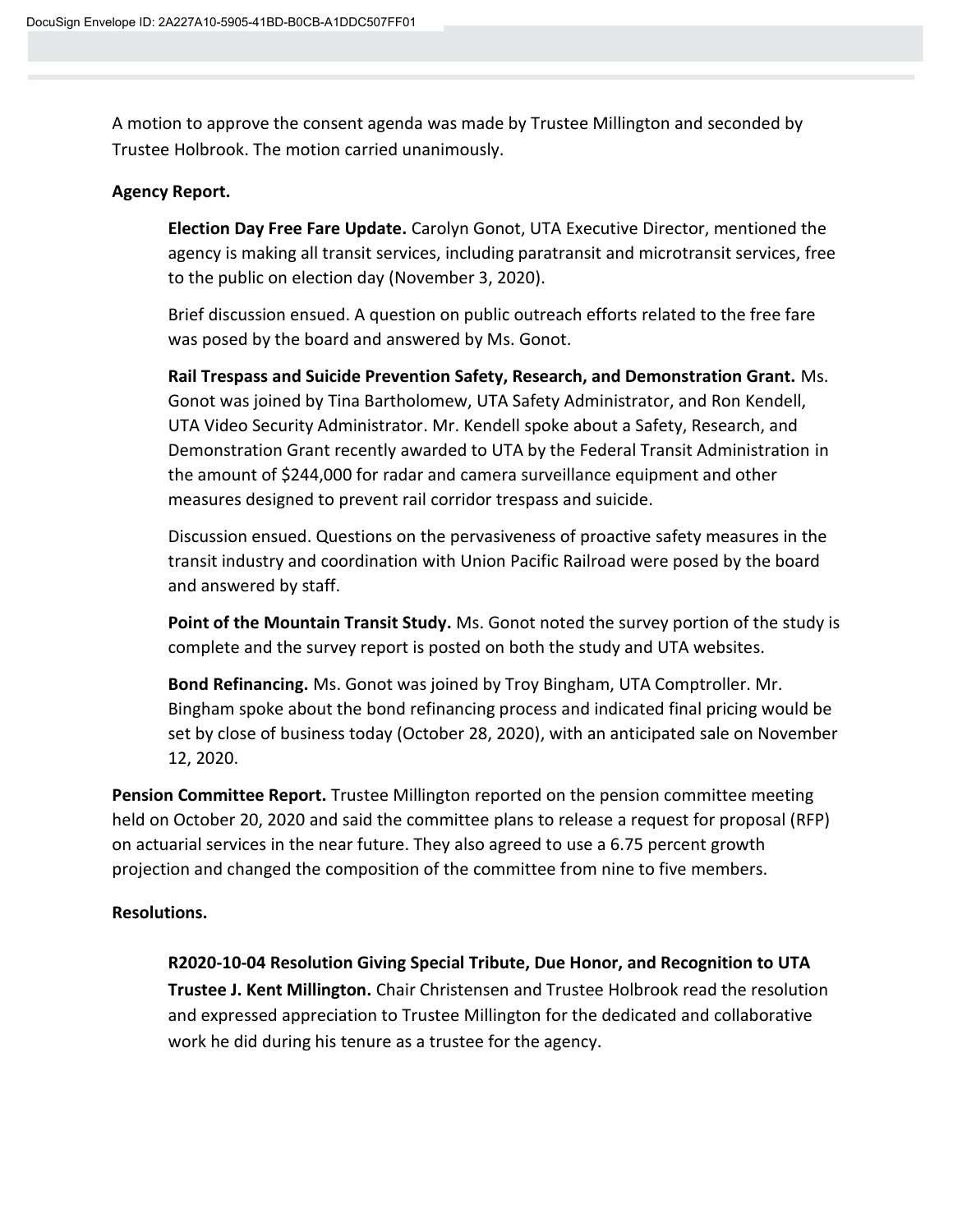A motion to approve the consent agenda was made by Trustee Millington and seconded by Trustee Holbrook. The motion carried unanimously.

**Agency Report.**

**Election Day Free Fare Update.** Carolyn Gonot, UTA Executive Director, mentioned the agency is making all transit services, including paratransit and microtransit services, free to the public on election day (November 3, 2020).

Brief discussion ensued. A question on public outreach efforts related to the free fare was posed by the board and answered by Ms. Gonot.

**Rail Trespass and Suicide Prevention Safety, Research, and Demonstration Grant.** Ms. Gonot was joined by Tina Bartholomew, UTA Safety Administrator, and Ron Kendell, UTA Video Security Administrator. Mr. Kendell spoke about a Safety, Research, and Demonstration Grant recently awarded to UTA by the Federal Transit Administration in the amount of $244,000 for radar and camera surveillance equipment and other measures designed to prevent rail corridor trespass and suicide.

Discussion ensued. Questions on the pervasiveness of proactive safety measures in the transit industry and coordination with Union Pacific Railroad were posed by the board and answered by staff.

**Point of the Mountain Transit Study.** Ms. Gonot noted the survey portion of the study is complete and the survey report is posted on both the study and UTA websites.

**Bond Refinancing.** Ms. Gonot was joined by Troy Bingham, UTA Comptroller. Mr. Bingham spoke about the bond refinancing process and indicated final pricing would be set by close of business today (October 28, 2020), with an anticipated sale on November 12, 2020.

**Pension Committee Report.** Trustee Millington reported on the pension committee meeting held on October 20, 2020 and said the committee plans to release a request for proposal (RFP) on actuarial services in the near future. They also agreed to use a 6.75 percent growth projection and changed the composition of the committee from nine to five members.

**Resolutions.**

**R2020-10-04 Resolution Giving Special Tribute, Due Honor, and Recognition to UTA Trustee J. Kent Millington.** Chair Christensen and Trustee Holbrook read the resolution and expressed appreciation to Trustee Millington for the dedicated and collaborative work he did during his tenure as a trustee for the agency.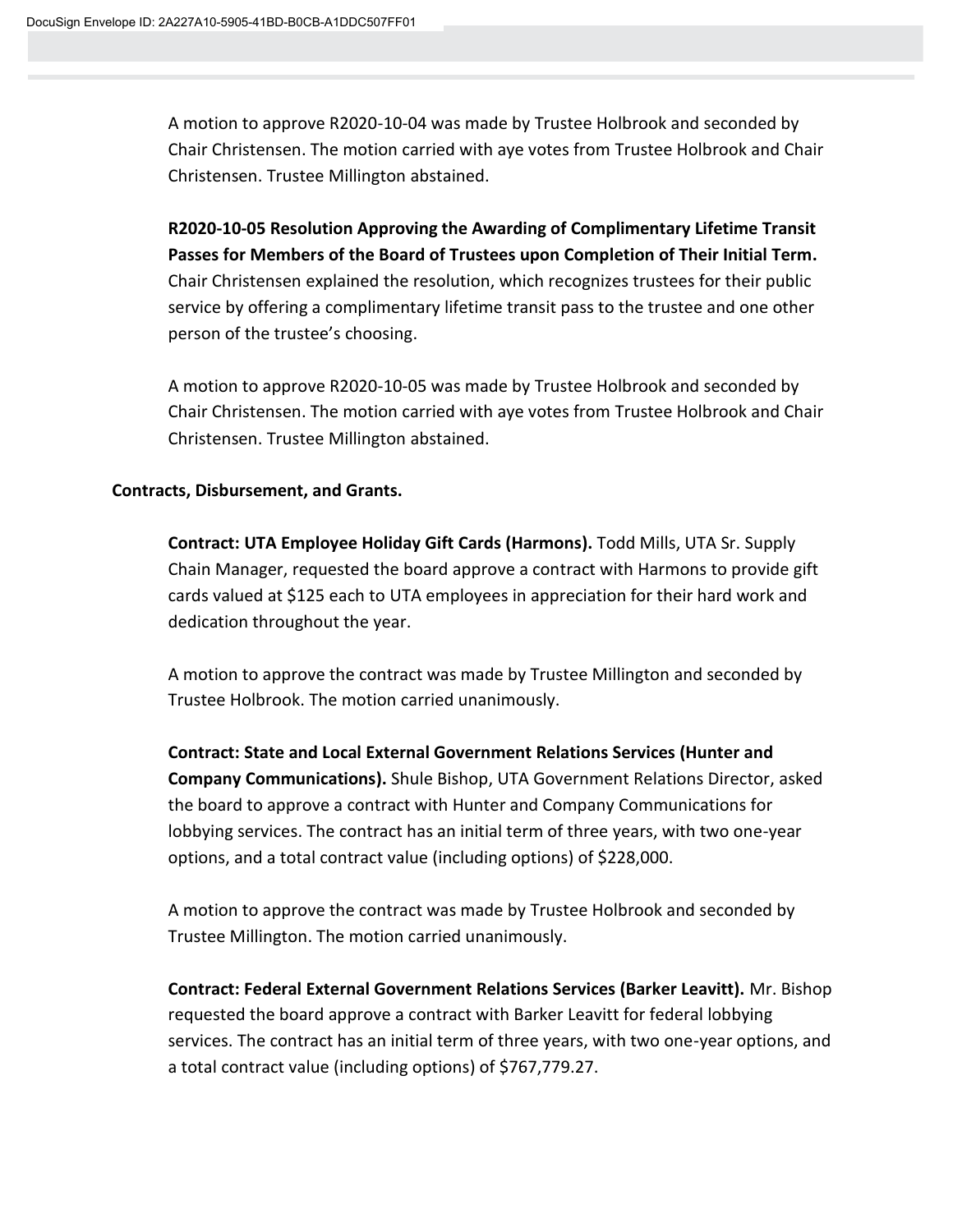A motion to approve R2020-10-04 was made by Trustee Holbrook and seconded by Chair Christensen. The motion carried with aye votes from Trustee Holbrook and Chair Christensen. Trustee Millington abstained.

**R2020-10-05 Resolution Approving the Awarding of Complimentary Lifetime Transit Passes for Members of the Board of Trustees upon Completion of Their Initial Term.** Chair Christensen explained the resolution, which recognizes trustees for their public service by offering a complimentary lifetime transit pass to the trustee and one other person of the trustee's choosing.

A motion to approve R2020-10-05 was made by Trustee Holbrook and seconded by Chair Christensen. The motion carried with aye votes from Trustee Holbrook and Chair Christensen. Trustee Millington abstained.

**Contracts, Disbursement, and Grants.**

**Contract: UTA Employee Holiday Gift Cards (Harmons).** Todd Mills, UTA Sr. Supply Chain Manager, requested the board approve a contract with Harmons to provide gift cards valued at $125 each to UTA employees in appreciation for their hard work and dedication throughout the year.

A motion to approve the contract was made by Trustee Millington and seconded by Trustee Holbrook. The motion carried unanimously.

**Contract: State and Local External Government Relations Services (Hunter and Company Communications).** Shule Bishop, UTA Government Relations Director, asked the board to approve a contract with Hunter and Company Communications for lobbying services. The contract has an initial term of three years, with two one-year options, and a total contract value (including options) of $228,000.

A motion to approve the contract was made by Trustee Holbrook and seconded by Trustee Millington. The motion carried unanimously.

**Contract: Federal External Government Relations Services (Barker Leavitt).** Mr. Bishop requested the board approve a contract with Barker Leavitt for federal lobbying services. The contract has an initial term of three years, with two one-year options, and a total contract value (including options) of $767,779.27.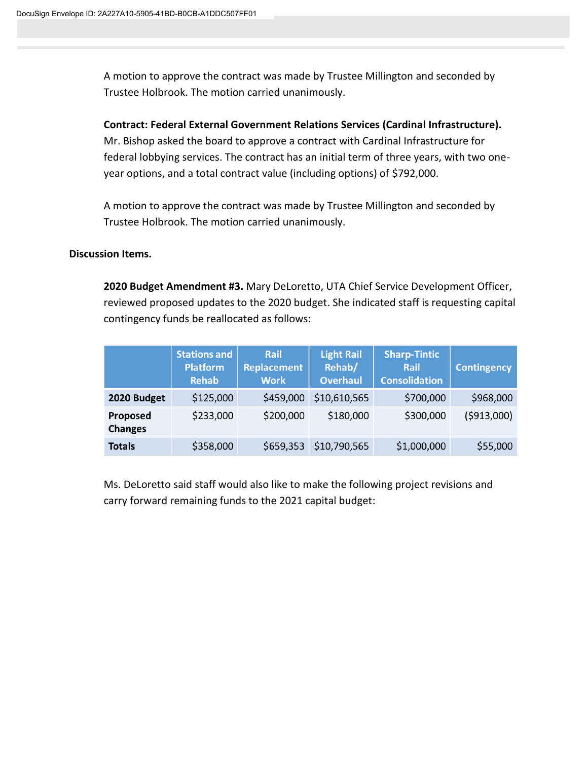A motion to approve the contract was made by Trustee Millington and seconded by Trustee Holbrook. The motion carried unanimously.

**Contract: Federal External Government Relations Services (Cardinal Infrastructure).** Mr. Bishop asked the board to approve a contract with Cardinal Infrastructure for federal lobbying services. The contract has an initial term of three years, with two one-year options, and a total contract value (including options) of $792,000.

A motion to approve the contract was made by Trustee Millington and seconded by Trustee Holbrook. The motion carried unanimously.

**Discussion Items.**

**2020 Budget Amendment #3.** Mary DeLoretto, UTA Chief Service Development Officer, reviewed proposed updates to the 2020 budget. She indicated staff is requesting capital contingency funds be reallocated as follows:

| | Stations and Platform Rehab | Rail Replacement Work | Light Rail Rehab/ Overhaul | Sharp-Tintic Rail Consolidation | Contingency |
|---|---|---|---|---|---|
| **2020 Budget** | $125,000 | $459,000 | $10,610,565 | $700,000 | $968,000 |
| **Proposed Changes** | $233,000 | $200,000 | $180,000 | $300,000 | ($913,000) |
| **Totals** | $358,000 | $659,353 | $10,790,565 | $1,000,000 | $55,000 |

Ms. DeLoretto said staff would also like to make the following project revisions and carry forward remaining funds to the 2021 capital budget: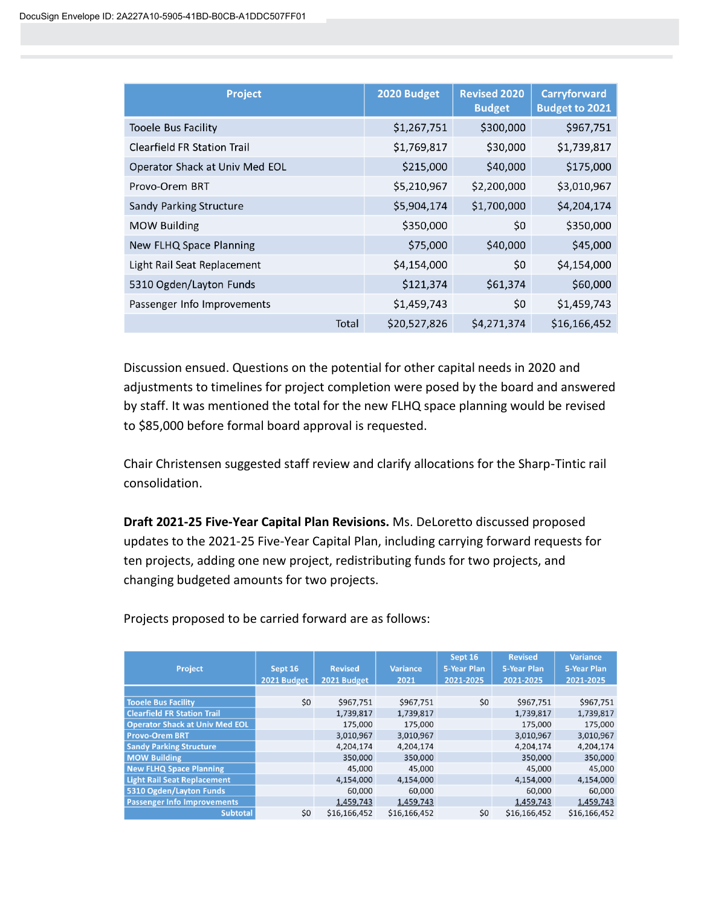| Project | 2020 Budget | Revised 2020 Budget | Carryforward Budget to 2021 |
|---|---|---|---|
| Tooele Bus Facility | $1,267,751 | $300,000 | $967,751 |
| Clearfield FR Station Trail | $1,769,817 | $30,000 | $1,739,817 |
| Operator Shack at Univ Med EOL | $215,000 | $40,000 | $175,000 |
| Provo-Orem BRT | $5,210,967 | $2,200,000 | $3,010,967 |
| Sandy Parking Structure | $5,904,174 | $1,700,000 | $4,204,174 |
| MOW Building | $350,000 | $0 | $350,000 |
| New FLHQ Space Planning | $75,000 | $40,000 | $45,000 |
| Light Rail Seat Replacement | $4,154,000 | $0 | $4,154,000 |
| 5310 Ogden/Layton Funds | $121,374 | $61,374 | $60,000 |
| Passenger Info Improvements | $1,459,743 | $0 | $1,459,743 |
| Total | $20,527,826 | $4,271,374 | $16,166,452 |

Discussion ensued. Questions on the potential for other capital needs in 2020 and adjustments to timelines for project completion were posed by the board and answered by staff. It was mentioned the total for the new FLHQ space planning would be revised to $85,000 before formal board approval is requested.

Chair Christensen suggested staff review and clarify allocations for the Sharp-Tintic rail consolidation.

**Draft 2021-25 Five-Year Capital Plan Revisions.** Ms. DeLoretto discussed proposed updates to the 2021-25 Five-Year Capital Plan, including carrying forward requests for ten projects, adding one new project, redistributing funds for two projects, and changing budgeted amounts for two projects.

Projects proposed to be carried forward are as follows:

| Project | Sept 16 2021 Budget | Revised 2021 Budget | Variance 2021 | Sept 16 5-Year Plan 2021-2025 | Revised 5-Year Plan 2021-2025 | Variance 5-Year Plan 2021-2025 |
|---|---|---|---|---|---|---|
| Tooele Bus Facility | $0 | $967,751 | $967,751 | $0 | $967,751 | $967,751 |
| Clearfield FR Station Trail | | 1,739,817 | 1,739,817 | | 1,739,817 | 1,739,817 |
| Operator Shack at Univ Med EOL | | 175,000 | 175,000 | | 175,000 | 175,000 |
| Provo-Orem BRT | | 3,010,967 | 3,010,967 | | 3,010,967 | 3,010,967 |
| Sandy Parking Structure | | 4,204,174 | 4,204,174 | | 4,204,174 | 4,204,174 |
| MOW Building | | 350,000 | 350,000 | | 350,000 | 350,000 |
| New FLHQ Space Planning | | 45,000 | 45,000 | | 45,000 | 45,000 |
| Light Rail Seat Replacement | | 4,154,000 | 4,154,000 | | 4,154,000 | 4,154,000 |
| 5310 Ogden/Layton Funds | | 60,000 | 60,000 | | 60,000 | 60,000 |
| Passenger Info Improvements | | 1,459,743 | 1,459,743 | | 1,459,743 | 1,459,743 |
| Subtotal | $0 | $16,166,452 | $16,166,452 | $0 | $16,166,452 | $16,166,452 |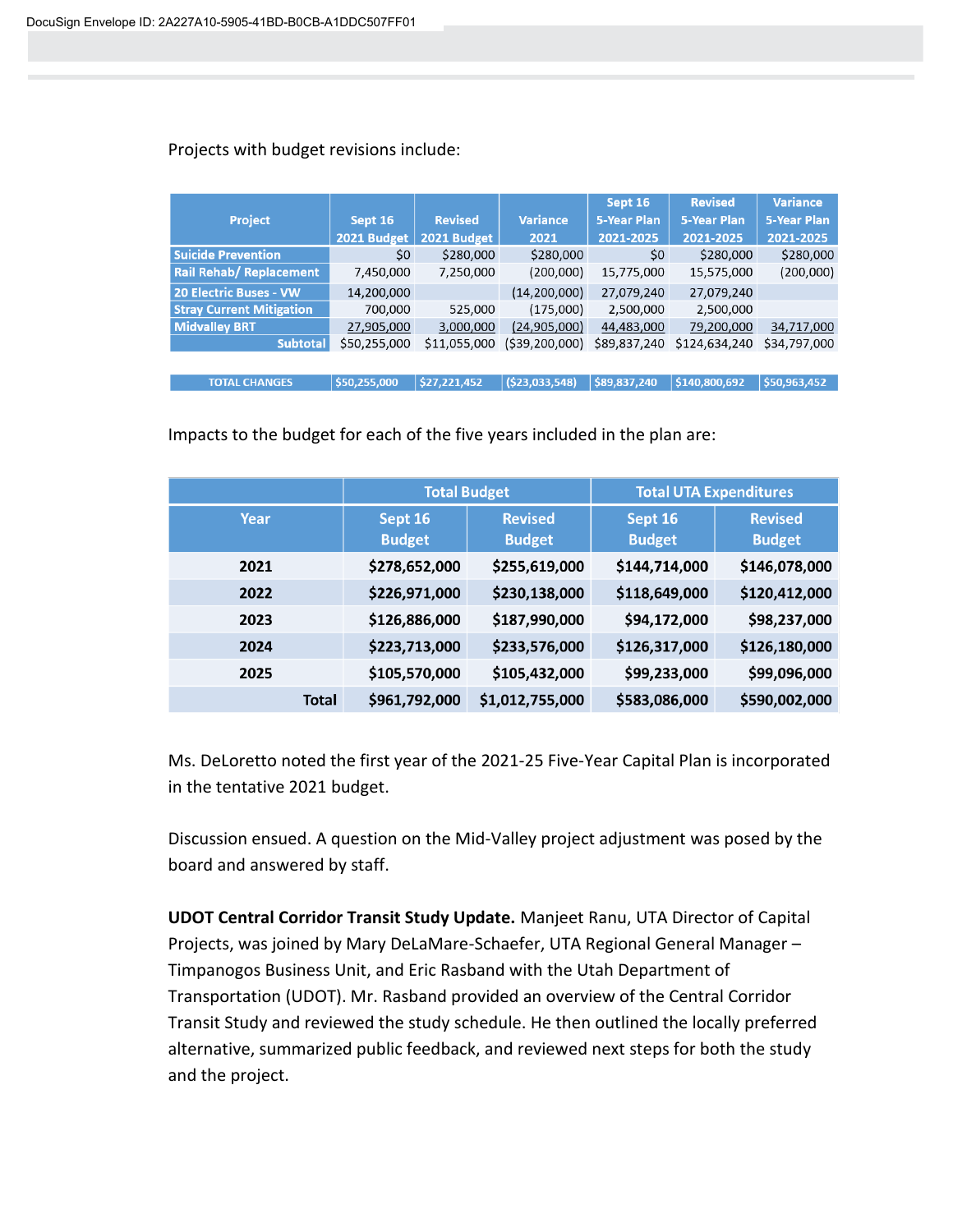Projects with budget revisions include:

| Project | Sept 16 2021 Budget | Revised 2021 Budget | Variance 2021 | Sept 16 5-Year Plan 2021-2025 | Revised 5-Year Plan 2021-2025 | Variance 5-Year Plan 2021-2025 |
|---|---|---|---|---|---|---|
| Suicide Prevention | $0 | $280,000 | $280,000 | $0 | $280,000 | $280,000 |
| Rail Rehab/ Replacement | 7,450,000 | 7,250,000 | (200,000) | 15,775,000 | 15,575,000 | (200,000) |
| 20 Electric Buses - VW | 14,200,000 | | (14,200,000) | 27,079,240 | 27,079,240 | |
| Stray Current Mitigation | 700,000 | 525,000 | (175,000) | 2,500,000 | 2,500,000 | |
| Midvalley BRT | 27,905,000 | 3,000,000 | (24,905,000) | 44,483,000 | 79,200,000 | 34,717,000 |
| Subtotal | $50,255,000 | $11,055,000 | ($39,200,000) | $89,837,240 | $124,634,240 | $34,797,000 |
| TOTAL CHANGES | $50,255,000 | $27,221,452 | ($23,033,548) | $89,837,240 | $140,800,692 | $50,963,452 |

Impacts to the budget for each of the five years included in the plan are:

| Year | Total Budget | | Total UTA Expenditures | |
|---|---|---|---|---|
| | Sept 16 Budget | Revised Budget | Sept 16 Budget | Revised Budget |
| 2021 | $278,652,000 | $255,619,000 | $144,714,000 | $146,078,000 |
| 2022 | $226,971,000 | $230,138,000 | $118,649,000 | $120,412,000 |
| 2023 | $126,886,000 | $187,990,000 | $94,172,000 | $98,237,000 |
| 2024 | $223,713,000 | $233,576,000 | $126,317,000 | $126,180,000 |
| 2025 | $105,570,000 | $105,432,000 | $99,233,000 | $99,096,000 |
| Total | $961,792,000 | $1,012,755,000 | $583,086,000 | $590,002,000 |

Ms. DeLoretto noted the first year of the 2021-25 Five-Year Capital Plan is incorporated in the tentative 2021 budget.

Discussion ensued. A question on the Mid-Valley project adjustment was posed by the board and answered by staff.

**UDOT Central Corridor Transit Study Update.** Manjeet Ranu, UTA Director of Capital Projects, was joined by Mary DeLaMare-Schaefer, UTA Regional General Manager – Timpanogos Business Unit, and Eric Rasband with the Utah Department of Transportation (UDOT). Mr. Rasband provided an overview of the Central Corridor Transit Study and reviewed the study schedule. He then outlined the locally preferred alternative, summarized public feedback, and reviewed next steps for both the study and the project.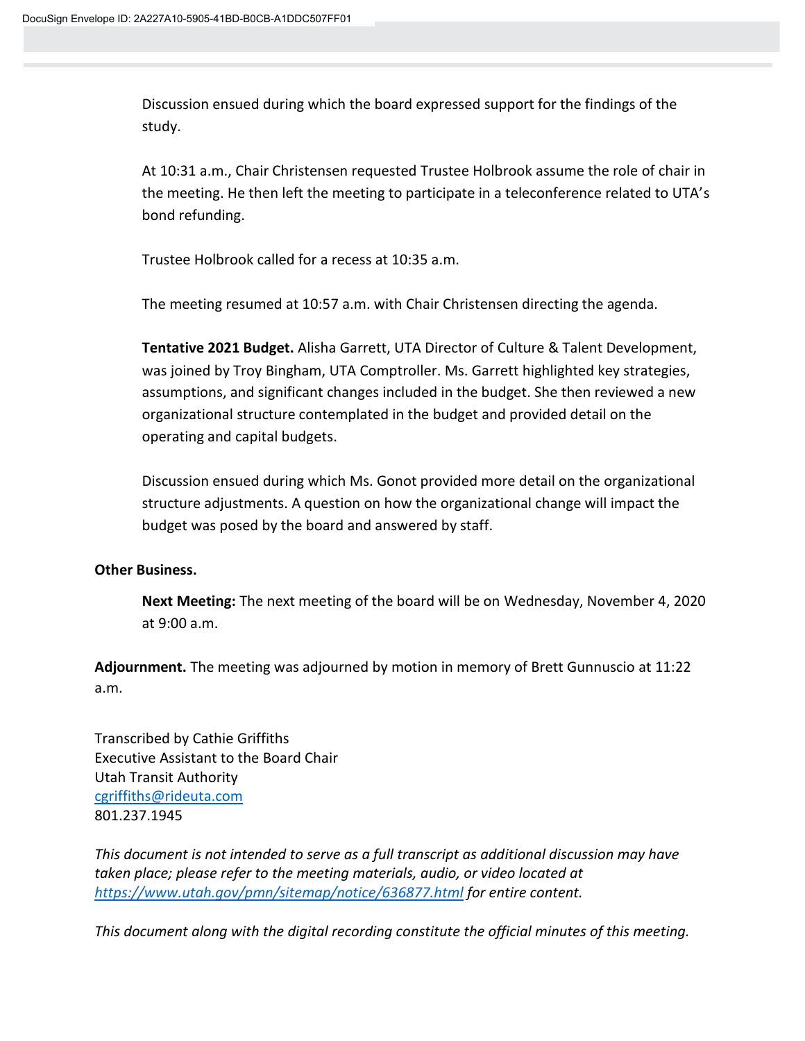Discussion ensued during which the board expressed support for the findings of the study.

At 10:31 a.m., Chair Christensen requested Trustee Holbrook assume the role of chair in the meeting. He then left the meeting to participate in a teleconference related to UTA's bond refunding.

Trustee Holbrook called for a recess at 10:35 a.m.

The meeting resumed at 10:57 a.m. with Chair Christensen directing the agenda.

**Tentative 2021 Budget.** Alisha Garrett, UTA Director of Culture & Talent Development, was joined by Troy Bingham, UTA Comptroller. Ms. Garrett highlighted key strategies, assumptions, and significant changes included in the budget. She then reviewed a new organizational structure contemplated in the budget and provided detail on the operating and capital budgets.

Discussion ensued during which Ms. Gonot provided more detail on the organizational structure adjustments. A question on how the organizational change will impact the budget was posed by the board and answered by staff.

**Other Business.**

**Next Meeting:** The next meeting of the board will be on Wednesday, November 4, 2020 at 9:00 a.m.

**Adjournment.** The meeting was adjourned by motion in memory of Brett Gunnuscio at 11:22 a.m.

Transcribed by Cathie Griffiths
Executive Assistant to the Board Chair
Utah Transit Authority
cgriffiths@rideuta.com
801.237.1945

*This document is not intended to serve as a full transcript as additional discussion may have taken place; please refer to the meeting materials, audio, or video located at https://www.utah.gov/pmn/sitemap/notice/636877.html for entire content.*

*This document along with the digital recording constitute the official minutes of this meeting.*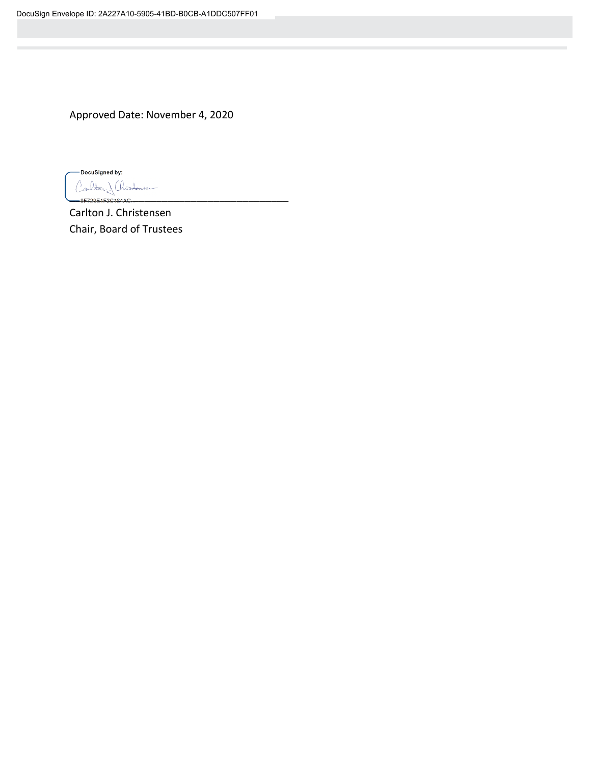Approved Date: November 4, 2020

DocuSigned by:

Carlton J. Christensen
Chair, Board of Trustees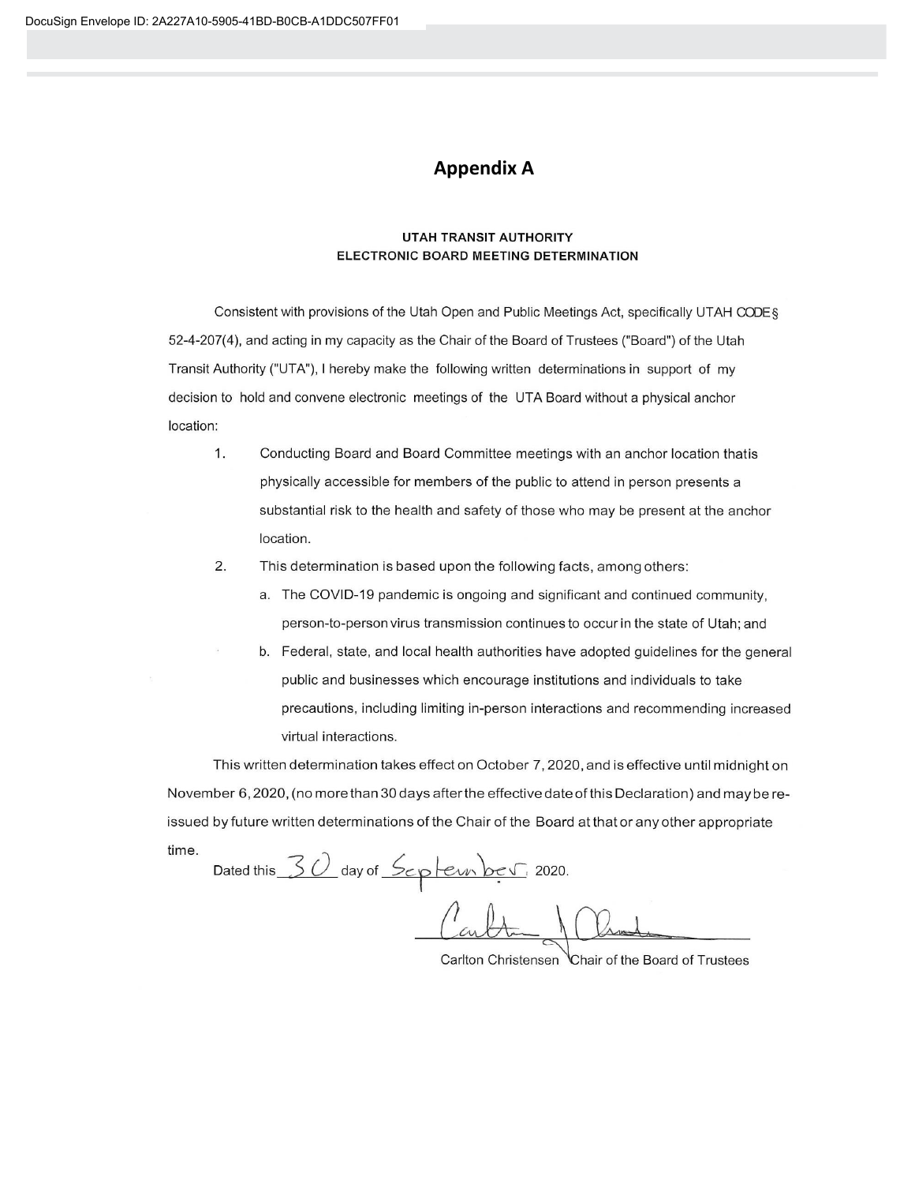DocuSign Envelope ID: 2A227A10-5905-41BD-B0CB-A1DDC507FF01

# Appendix A

**UTAH TRANSIT AUTHORITY**
**ELECTRONIC BOARD MEETING DETERMINATION**

Consistent with provisions of the Utah Open and Public Meetings Act, specifically UTAH CODE § 52-4-207(4), and acting in my capacity as the Chair of the Board of Trustees ("Board") of the Utah Transit Authority ("UTA"), I hereby make the following written determinations in support of my decision to hold and convene electronic meetings of the UTA Board without a physical anchor location:

1. Conducting Board and Board Committee meetings with an anchor location thatis physically accessible for members of the public to attend in person presents a substantial risk to the health and safety of those who may be present at the anchor location.
2. This determination is based upon the following facts, among others:
   a. The COVID-19 pandemic is ongoing and significant and continued community, person-to-person virus transmission continues to occur in the state of Utah; and
   b. Federal, state, and local health authorities have adopted guidelines for the general public and businesses which encourage institutions and individuals to take precautions, including limiting in-person interactions and recommending increased virtual interactions.

This written determination takes effect on October 7, 2020, and is effective until midnight on November 6, 2020, (no more than 30 days after the effective date of this Declaration) and may be re-issued by future written determinations of the Chair of the Board at that or any other appropriate time.

Dated this 30 day of September, 2020.

Carlton Christensen Chair of the Board of Trustees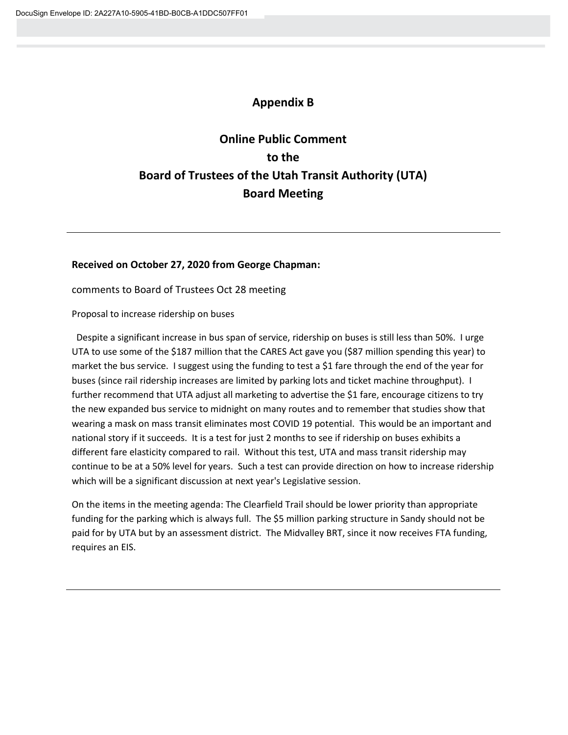# Appendix B

## Online Public Comment to the Board of Trustees of the Utah Transit Authority (UTA) Board Meeting

---

**Received on October 27, 2020 from George Chapman:**

comments to Board of Trustees Oct 28 meeting

Proposal to increase ridership on buses

Despite a significant increase in bus span of service, ridership on buses is still less than 50%. I urge UTA to use some of the $187 million that the CARES Act gave you ($87 million spending this year) to market the bus service. I suggest using the funding to test a $1 fare through the end of the year for buses (since rail ridership increases are limited by parking lots and ticket machine throughput). I further recommend that UTA adjust all marketing to advertise the $1 fare, encourage citizens to try the new expanded bus service to midnight on many routes and to remember that studies show that wearing a mask on mass transit eliminates most COVID 19 potential. This would be an important and national story if it succeeds. It is a test for just 2 months to see if ridership on buses exhibits a different fare elasticity compared to rail. Without this test, UTA and mass transit ridership may continue to be at a 50% level for years. Such a test can provide direction on how to increase ridership which will be a significant discussion at next year's Legislative session.

On the items in the meeting agenda: The Clearfield Trail should be lower priority than appropriate funding for the parking which is always full. The $5 million parking structure in Sandy should not be paid for by UTA but by an assessment district. The Midvalley BRT, since it now receives FTA funding, requires an EIS.

---